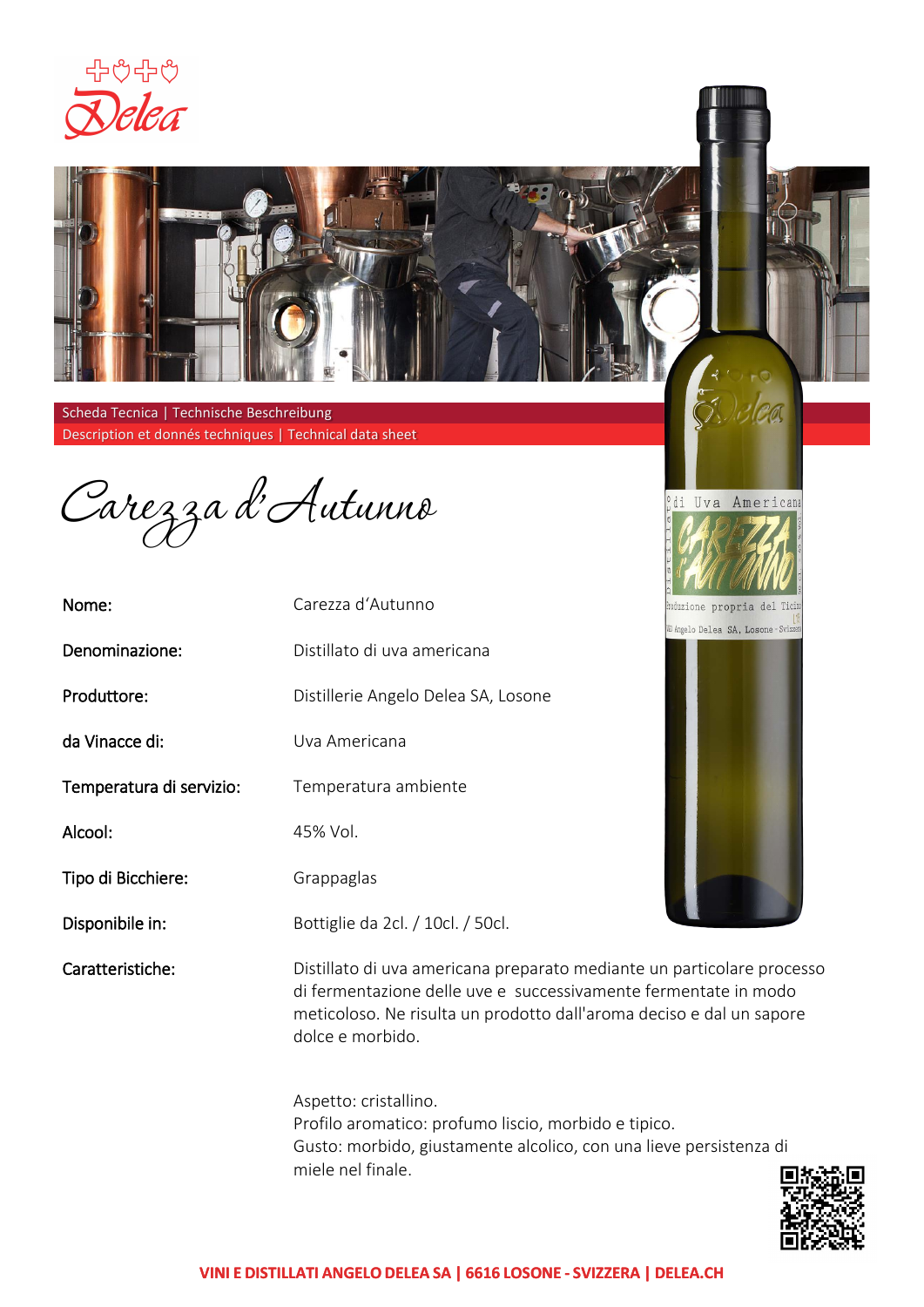Scheda Tecnica | Technische Beschreibung

Description et donnés techniques | Technical data sheet

# Carezza d'Autunno

| | |
|---|---|
| Nome: | Carezza d'Autunno |
| Denominazione: | Distillato di uva americana |
| Produttore: | Distillerie Angelo Delea SA, Losone |
| da Vinacce di: | Uva Americana |
| Temperatura di servizio: | Temperatura ambiente |
| Alcool: | 45% Vol. |
| Tipo di Bicchiere: | Grappaglas |
| Disponibile in: | Bottiglie da 2cl. / 10cl. / 50cl. |
| Caratteristiche: | Distillato di uva americana preparato mediante un particolare processo di fermentazione delle uve e successivamente fermentate in modo meticoloso. Ne risulta un prodotto dall'aroma deciso e dal un sapore dolce e morbido. |

Aspetto: cristallino.
Profilo aromatico: profumo liscio, morbido e tipico.
Gusto: morbido, giustamente alcolico, con una lieve persistenza di miele nel finale.

**VINI E DISTILLATI ANGELO DELEA SA | 6616 LOSONE - SVIZZERA | DELEA.CH**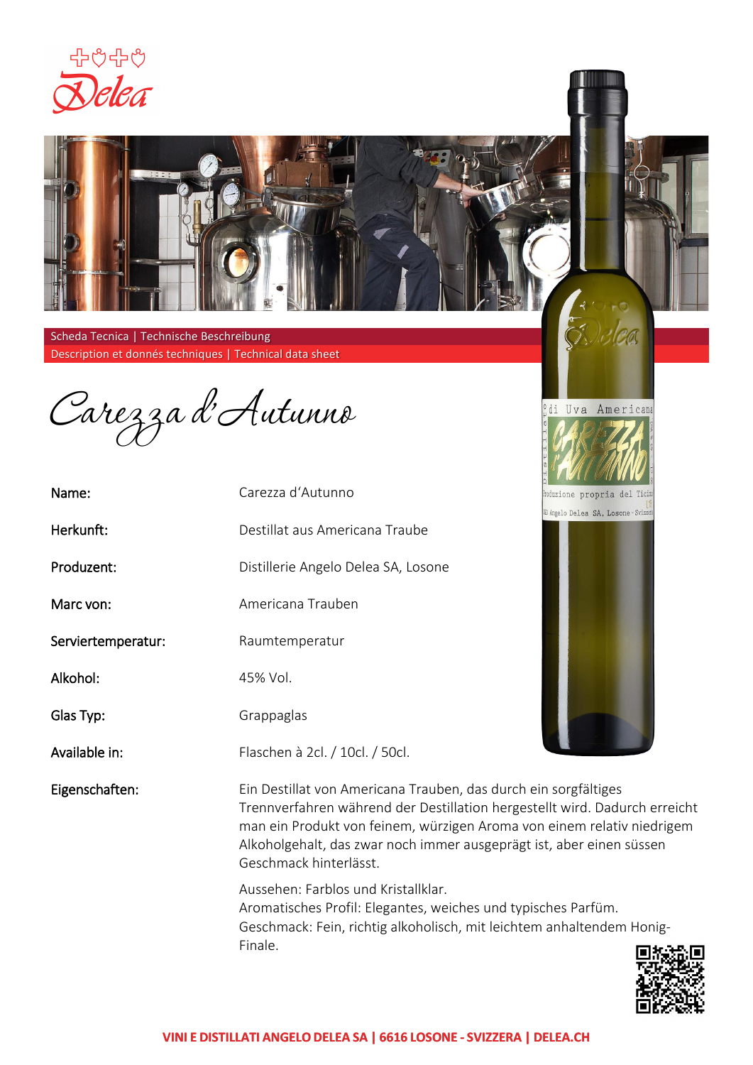Scheda Tecnica | Technische Beschreibung
Description et donnés techniques | Technical data sheet

# Carezza d'Autunno

| | |
|---|---|
| **Name:** | Carezza d'Autunno |
| **Herkunft:** | Destillat aus Americana Traube |
| **Produzent:** | Distillerie Angelo Delea SA, Losone |
| **Marc von:** | Americana Trauben |
| **Serviertemperatur:** | Raumtemperatur |
| **Alkohol:** | 45% Vol. |
| **Glas Typ:** | Grappaglas |
| **Available in:** | Flaschen à 2cl. / 10cl. / 50cl. |
| **Eigenschaften:** | Ein Destillat von Americana Trauben, das durch ein sorgfältiges Trennverfahren während der Destillation hergestellt wird. Dadurch erreicht man ein Produkt von feinem, würzigen Aroma von einem relativ niedrigem Alkoholgehalt, das zwar noch immer ausgeprägt ist, aber einen süssen Geschmack hinterlässt. |

Aussehen: Farblos und Kristallklar.
Aromatisches Profil: Elegantes, weiches und typisches Parfüm.
Geschmack: Fein, richtig alkoholisch, mit leichtem anhaltendem Honig-Finale.

VINI E DISTILLATI ANGELO DELEA SA | 6616 LOSONE - SVIZZERA | DELEA.CH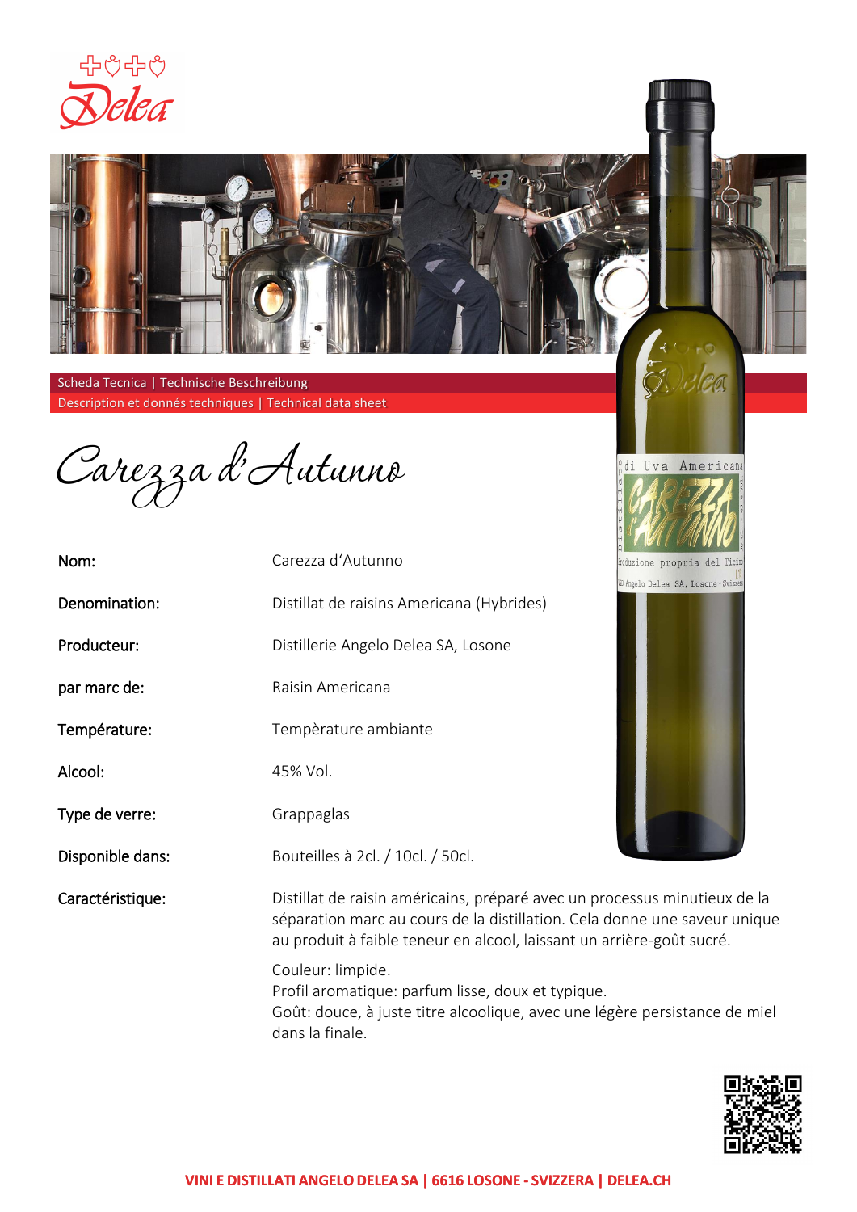Scheda Tecnica | Technische Beschreibung
Description et donnés techniques | Technical data sheet

# Carezza d'Autunno

| | |
|---|---|
| Nom: | Carezza d'Autunno |
| Denomination: | Distillat de raisins Americana (Hybrides) |
| Producteur: | Distillerie Angelo Delea SA, Losone |
| par marc de: | Raisin Americana |
| Température: | Tempèrature ambiante |
| Alcool: | 45% Vol. |
| Type de verre: | Grappaglas |
| Disponible dans: | Bouteilles à 2cl. / 10cl. / 50cl. |
| Caractéristique: | Distillat de raisin américains, préparé avec un processus minutieux de la séparation marc au cours de la distillation. Cela donne une saveur unique au produit à faible teneur en alcool, laissant un arrière-goût sucré. |

Couleur: limpide.
Profil aromatique: parfum lisse, doux et typique.
Goût: douce, à juste titre alcoolique, avec une légère persistance de miel dans la finale.

VINI E DISTILLATI ANGELO DELEA SA | 6616 LOSONE - SVIZZERA | DELEA.CH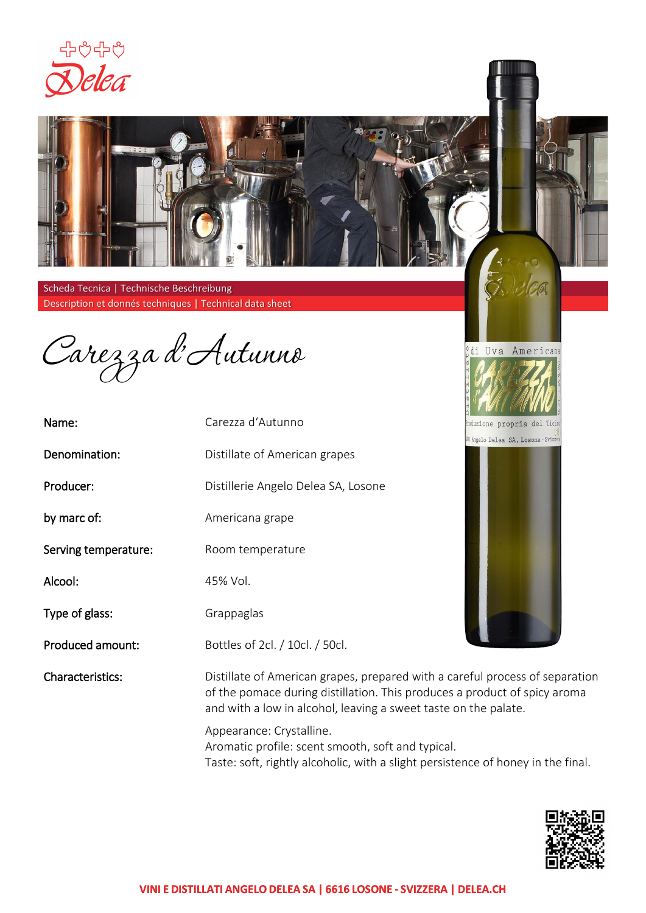Scheda Tecnica | Technische Beschreibung
Description et donnés techniques | Technical data sheet

# Carezza d'Autunno

| | |
|---|---|
| Name: | Carezza d'Autunno |
| Denomination: | Distillate of American grapes |
| Producer: | Distillerie Angelo Delea SA, Losone |
| by marc of: | Americana grape |
| Serving temperature: | Room temperature |
| Alcool: | 45% Vol. |
| Type of glass: | Grappaglas |
| Produced amount: | Bottles of 2cl. / 10cl. / 50cl. |
| Characteristics: | Distillate of American grapes, prepared with a careful process of separation of the pomace during distillation. This produces a product of spicy aroma and with a low in alcohol, leaving a sweet taste on the palate. |

Appearance: Crystalline.
Aromatic profile: scent smooth, soft and typical.
Taste: soft, rightly alcoholic, with a slight persistence of honey in the final.

VINI E DISTILLATI ANGELO DELEA SA | 6616 LOSONE - SVIZZERA | DELEA.CH